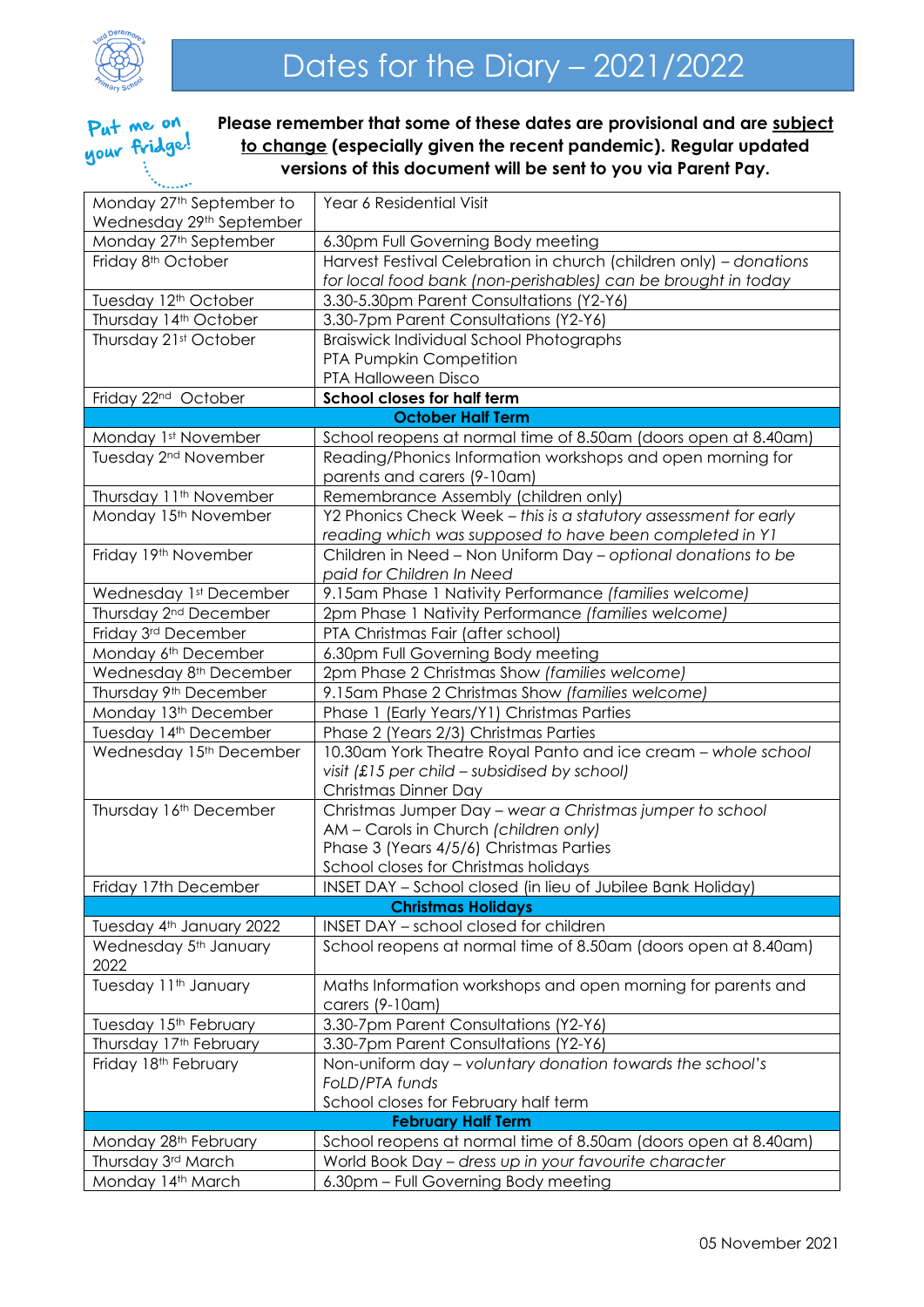# Dates for the Diary – 2021/2022

Put me on your fridge!

**Please remember that some of these dates are provisional and are <u>subject to change</u> (especially given the recent pandemic). Regular updated versions of this document will be sent to you via Parent Pay.**

| Date | Event |
|---|---|
| Monday 27th September to Wednesday 29th September | Year 6 Residential Visit |
| Monday 27th September | 6.30pm Full Governing Body meeting |
| Friday 8th October | Harvest Festival Celebration in church (children only) – *donations for local food bank (non-perishables) can be brought in today* |
| Tuesday 12th October | 3.30-5.30pm Parent Consultations (Y2-Y6) |
| Thursday 14th October | 3.30-7pm Parent Consultations (Y2-Y6) |
| Thursday 21st October | Braiswick Individual School Photographs<br>PTA Pumpkin Competition<br>PTA Halloween Disco |
| Friday 22nd October | **School closes for half term** |
| **October Half Term** | |
| Monday 1st November | School reopens at normal time of 8.50am (doors open at 8.40am) |
| Tuesday 2nd November | Reading/Phonics Information workshops and open morning for parents and carers (9-10am) |
| Thursday 11th November | Remembrance Assembly (children only) |
| Monday 15th November | Y2 Phonics Check Week – *this is a statutory assessment for early reading which was supposed to have been completed in Y1* |
| Friday 19th November | Children in Need – Non Uniform Day – *optional donations to be paid for Children In Need* |
| Wednesday 1st December | 9.15am Phase 1 Nativity Performance *(families welcome)* |
| Thursday 2nd December | 2pm Phase 1 Nativity Performance *(families welcome)* |
| Friday 3rd December | PTA Christmas Fair (after school) |
| Monday 6th December | 6.30pm Full Governing Body meeting |
| Wednesday 8th December | 2pm Phase 2 Christmas Show *(families welcome)* |
| Thursday 9th December | 9.15am Phase 2 Christmas Show *(families welcome)* |
| Monday 13th December | Phase 1 (Early Years/Y1) Christmas Parties |
| Tuesday 14th December | Phase 2 (Years 2/3) Christmas Parties |
| Wednesday 15th December | 10.30am York Theatre Royal Panto and ice cream – *whole school visit (£15 per child – subsidised by school)*<br>Christmas Dinner Day |
| Thursday 16th December | Christmas Jumper Day – *wear a Christmas jumper to school*<br>AM – Carols in Church *(children only)*<br>Phase 3 (Years 4/5/6) Christmas Parties<br>School closes for Christmas holidays |
| Friday 17th December | INSET DAY – School closed (in lieu of Jubilee Bank Holiday) |
| **Christmas Holidays** | |
| Tuesday 4th January 2022 | INSET DAY – school closed for children |
| Wednesday 5th January 2022 | School reopens at normal time of 8.50am (doors open at 8.40am) |
| Tuesday 11th January | Maths Information workshops and open morning for parents and carers (9-10am) |
| Tuesday 15th February | 3.30-7pm Parent Consultations (Y2-Y6) |
| Thursday 17th February | 3.30-7pm Parent Consultations (Y2-Y6) |
| Friday 18th February | Non-uniform day – *voluntary donation towards the school's FoLD/PTA funds*<br>School closes for February half term |
| **February Half Term** | |
| Monday 28th February | School reopens at normal time of 8.50am (doors open at 8.40am) |
| Thursday 3rd March | World Book Day – *dress up in your favourite character* |
| Monday 14th March | 6.30pm – Full Governing Body meeting |

05 November 2021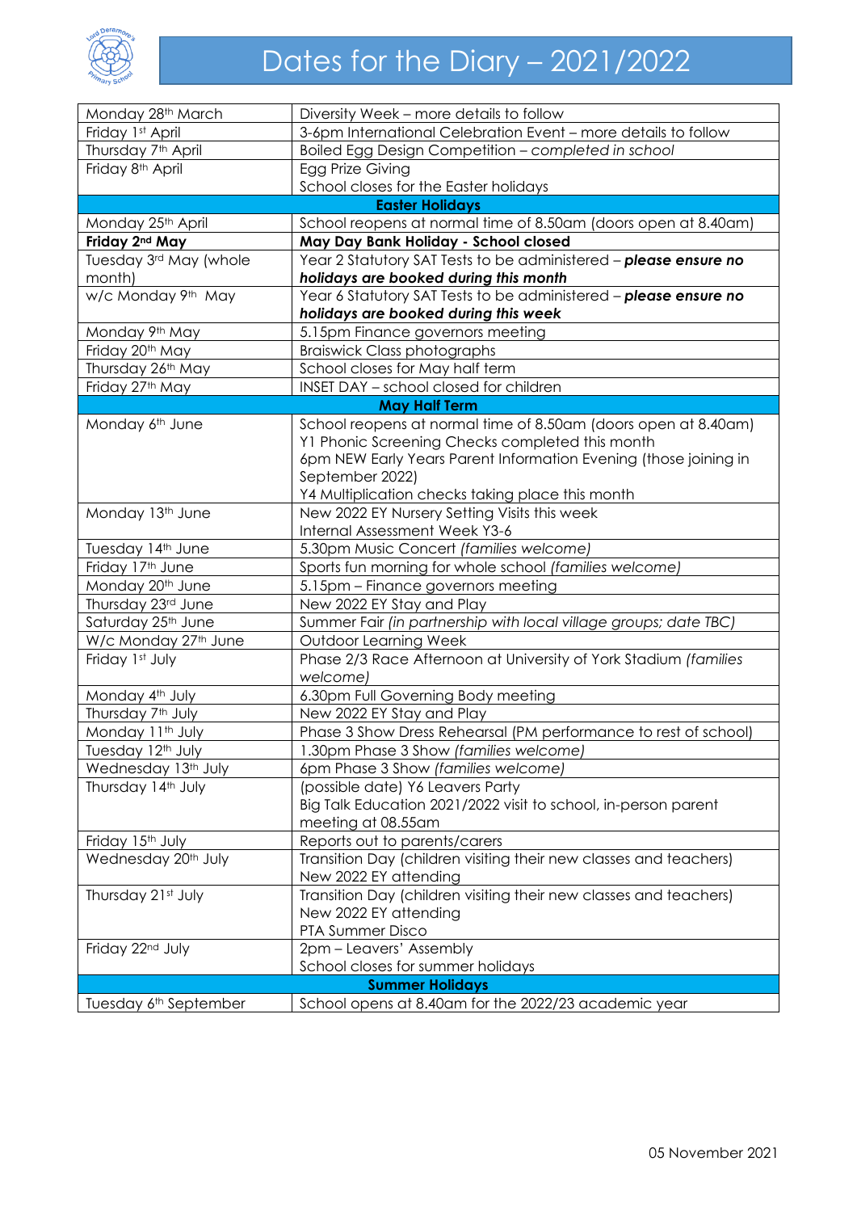# Dates for the Diary – 2021/2022

| | |
|---|---|
| Monday 28th March | Diversity Week – more details to follow |
| Friday 1st April | 3-6pm International Celebration Event – more details to follow |
| Thursday 7th April | Boiled Egg Design Competition – *completed in school* |
| Friday 8th April | Egg Prize Giving<br>School closes for the Easter holidays |
| **Easter Holidays** | |
| Monday 25th April | School reopens at normal time of 8.50am (doors open at 8.40am) |
| **Friday 2nd May** | **May Day Bank Holiday - School closed** |
| Tuesday 3rd May (whole month) | Year 2 Statutory SAT Tests to be administered – ***please ensure no holidays are booked during this month*** |
| w/c Monday 9th May | Year 6 Statutory SAT Tests to be administered – ***please ensure no holidays are booked during this week*** |
| Monday 9th May | 5.15pm Finance governors meeting |
| Friday 20th May | Braiswick Class photographs |
| Thursday 26th May | School closes for May half term |
| Friday 27th May | INSET DAY – school closed for children |
| **May Half Term** | |
| Monday 6th June | School reopens at normal time of 8.50am (doors open at 8.40am)<br>Y1 Phonic Screening Checks completed this month<br>6pm NEW Early Years Parent Information Evening (those joining in September 2022)<br>Y4 Multiplication checks taking place this month |
| Monday 13th June | New 2022 EY Nursery Setting Visits this week<br>Internal Assessment Week Y3-6 |
| Tuesday 14th June | 5.30pm Music Concert *(families welcome)* |
| Friday 17th June | Sports fun morning for whole school *(families welcome)* |
| Monday 20th June | 5.15pm – Finance governors meeting |
| Thursday 23rd June | New 2022 EY Stay and Play |
| Saturday 25th June | Summer Fair *(in partnership with local village groups; date TBC)* |
| W/c Monday 27th June | Outdoor Learning Week |
| Friday 1st July | Phase 2/3 Race Afternoon at University of York Stadium *(families welcome)* |
| Monday 4th July | 6.30pm Full Governing Body meeting |
| Thursday 7th July | New 2022 EY Stay and Play |
| Monday 11th July | Phase 3 Show Dress Rehearsal (PM performance to rest of school) |
| Tuesday 12th July | 1.30pm Phase 3 Show *(families welcome)* |
| Wednesday 13th July | 6pm Phase 3 Show *(families welcome)* |
| Thursday 14th July | (possible date) Y6 Leavers Party<br>Big Talk Education 2021/2022 visit to school, in-person parent meeting at 08.55am |
| Friday 15th July | Reports out to parents/carers |
| Wednesday 20th July | Transition Day (children visiting their new classes and teachers)<br>New 2022 EY attending |
| Thursday 21st July | Transition Day (children visiting their new classes and teachers)<br>New 2022 EY attending<br>PTA Summer Disco |
| Friday 22nd July | 2pm – Leavers' Assembly<br>School closes for summer holidays |
| **Summer Holidays** | |
| Tuesday 6th September | School opens at 8.40am for the 2022/23 academic year |

05 November 2021